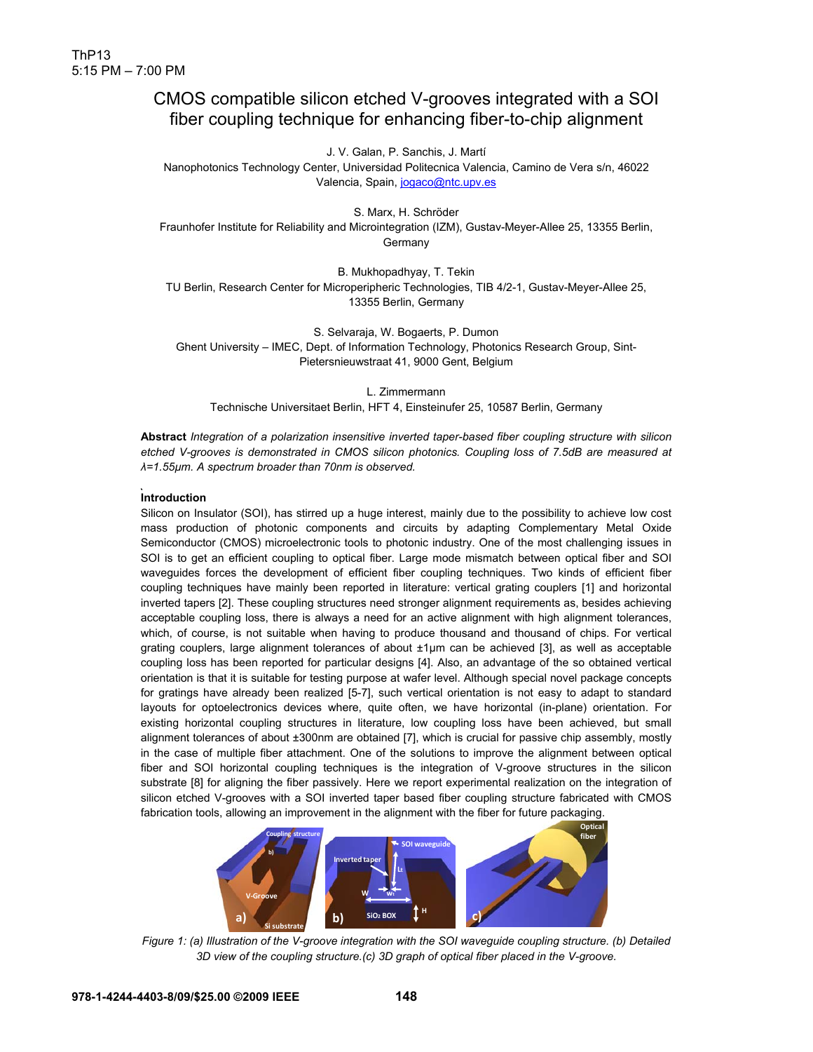ThP13
5:15 PM – 7:00 PM

# CMOS compatible silicon etched V-grooves integrated with a SOI fiber coupling technique for enhancing fiber-to-chip alignment

J. V. Galan, P. Sanchis, J. Martí
Nanophotonics Technology Center, Universidad Politecnica Valencia, Camino de Vera s/n, 46022 Valencia, Spain, jogaco@ntc.upv.es

S. Marx, H. Schröder
Fraunhofer Institute for Reliability and Microintegration (IZM), Gustav-Meyer-Allee 25, 13355 Berlin, Germany

B. Mukhopadhyay, T. Tekin
TU Berlin, Research Center for Microperipheric Technologies, TIB 4/2-1, Gustav-Meyer-Allee 25, 13355 Berlin, Germany

S. Selvaraja, W. Bogaerts, P. Dumon
Ghent University – IMEC, Dept. of Information Technology, Photonics Research Group, Sint-Pietersnieuwstraat 41, 9000 Gent, Belgium

L. Zimmermann
Technische Universitaet Berlin, HFT 4, Einsteinufer 25, 10587 Berlin, Germany

**Abstract** *Integration of a polarization insensitive inverted taper-based fiber coupling structure with silicon etched V-grooves is demonstrated in CMOS silicon photonics. Coupling loss of 7.5dB are measured at λ=1.55μm. A spectrum broader than 70nm is observed.*

## Introduction

Silicon on Insulator (SOI), has stirred up a huge interest, mainly due to the possibility to achieve low cost mass production of photonic components and circuits by adapting Complementary Metal Oxide Semiconductor (CMOS) microelectronic tools to photonic industry. One of the most challenging issues in SOI is to get an efficient coupling to optical fiber. Large mode mismatch between optical fiber and SOI waveguides forces the development of efficient fiber coupling techniques. Two kinds of efficient fiber coupling techniques have mainly been reported in literature: vertical grating couplers [1] and horizontal inverted tapers [2]. These coupling structures need stronger alignment requirements as, besides achieving acceptable coupling loss, there is always a need for an active alignment with high alignment tolerances, which, of course, is not suitable when having to produce thousand and thousand of chips. For vertical grating couplers, large alignment tolerances of about ±1μm can be achieved [3], as well as acceptable coupling loss has been reported for particular designs [4]. Also, an advantage of the so obtained vertical orientation is that it is suitable for testing purpose at wafer level. Although special novel package concepts for gratings have already been realized [5-7], such vertical orientation is not easy to adapt to standard layouts for optoelectronics devices where, quite often, we have horizontal (in-plane) orientation. For existing horizontal coupling structures in literature, low coupling loss have been achieved, but small alignment tolerances of about ±300nm are obtained [7], which is crucial for passive chip assembly, mostly in the case of multiple fiber attachment. One of the solutions to improve the alignment between optical fiber and SOI horizontal coupling techniques is the integration of V-groove structures in the silicon substrate [8] for aligning the fiber passively. Here we report experimental realization on the integration of silicon etched V-grooves with a SOI inverted taper based fiber coupling structure fabricated with CMOS fabrication tools, allowing an improvement in the alignment with the fiber for future packaging.

*Figure 1: (a) Illustration of the V-groove integration with the SOI waveguide coupling structure. (b) Detailed 3D view of the coupling structure.(c) 3D graph of optical fiber placed in the V-groove.*

978-1-4244-4403-8/09/$25.00 ©2009 IEEE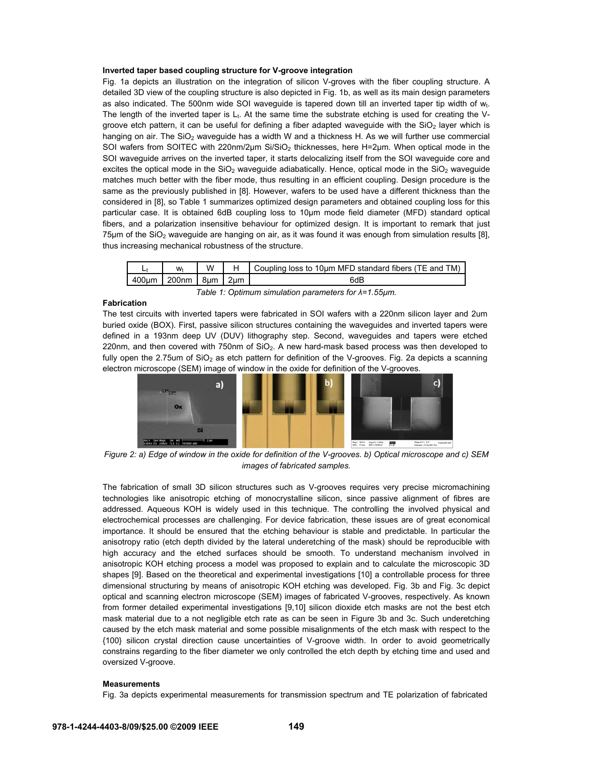**Inverted taper based coupling structure for V-groove integration**

Fig. 1a depicts an illustration on the integration of silicon V-groves with the fiber coupling structure. A detailed 3D view of the coupling structure is also depicted in Fig. 1b, as well as its main design parameters as also indicated. The 500nm wide SOI waveguide is tapered down till an inverted taper tip width of $w_t$. The length of the inverted taper is $L_t$. At the same time the substrate etching is used for creating the V-groove etch pattern, it can be useful for defining a fiber adapted waveguide with the $SiO_2$ layer which is hanging on air. The $SiO_2$ waveguide has a width W and a thickness H. As we will further use commercial SOI wafers from SOITEC with 220nm/2μm $Si/SiO_2$ thicknesses, here H=2μm. When optical mode in the SOI waveguide arrives on the inverted taper, it starts delocalizing itself from the SOI waveguide core and excites the optical mode in the $SiO_2$ waveguide adiabatically. Hence, optical mode in the $SiO_2$ waveguide matches much better with the fiber mode, thus resulting in an efficient coupling. Design procedure is the same as the previously published in [8]. However, wafers to be used have a different thickness than the considered in [8], so Table 1 summarizes optimized design parameters and obtained coupling loss for this particular case. It is obtained 6dB coupling loss to 10μm mode field diameter (MFD) standard optical fibers, and a polarization insensitive behaviour for optimized design. It is important to remark that just 75μm of the $SiO_2$ waveguide are hanging on air, as it was found it was enough from simulation results [8], thus increasing mechanical robustness of the structure.

| $L_t$ | $w_t$ | W | H | Coupling loss to 10μm MFD standard fibers (TE and TM) |
|---|---|---|---|---|
| 400μm | 200nm | 8μm | 2μm | 6dB |

*Table 1: Optimum simulation parameters for λ=1.55μm.*

**Fabrication**

The test circuits with inverted tapers were fabricated in SOI wafers with a 220nm silicon layer and 2um buried oxide (BOX). First, passive silicon structures containing the waveguides and inverted tapers were defined in a 193nm deep UV (DUV) lithography step. Second, waveguides and tapers were etched 220nm, and then covered with 750nm of $SiO_2$. A new hard-mask based process was then developed to fully open the 2.75um of $SiO_2$ as etch pattern for definition of the V-grooves. Fig. 2a depicts a scanning electron microscope (SEM) image of window in the oxide for definition of the V-grooves.

*Figure 2: a) Edge of window in the oxide for definition of the V-grooves. b) Optical microscope and c) SEM images of fabricated samples.*

The fabrication of small 3D silicon structures such as V-grooves requires very precise micromachining technologies like anisotropic etching of monocrystalline silicon, since passive alignment of fibres are addressed. Aqueous KOH is widely used in this technique. The controlling the involved physical and electrochemical processes are challenging. For device fabrication, these issues are of great economical importance. It should be ensured that the etching behaviour is stable and predictable. In particular the anisotropy ratio (etch depth divided by the lateral underetching of the mask) should be reproducible with high accuracy and the etched surfaces should be smooth. To understand mechanism involved in anisotropic KOH etching process a model was proposed to explain and to calculate the microscopic 3D shapes [9]. Based on the theoretical and experimental investigations [10] a controllable process for three dimensional structuring by means of anisotropic KOH etching was developed. Fig. 3b and Fig. 3c depict optical and scanning electron microscope (SEM) images of fabricated V-grooves, respectively. As known from former detailed experimental investigations [9,10] silicon dioxide etch masks are not the best etch mask material due to a not negligible etch rate as can be seen in Figure 3b and 3c. Such underetching caused by the etch mask material and some possible misalignments of the etch mask with respect to the {100} silicon crystal direction cause uncertainties of V-groove width. In order to avoid geometrically constrains regarding to the fiber diameter we only controlled the etch depth by etching time and used and oversized V-groove.

**Measurements**

Fig. 3a depicts experimental measurements for transmission spectrum and TE polarization of fabricated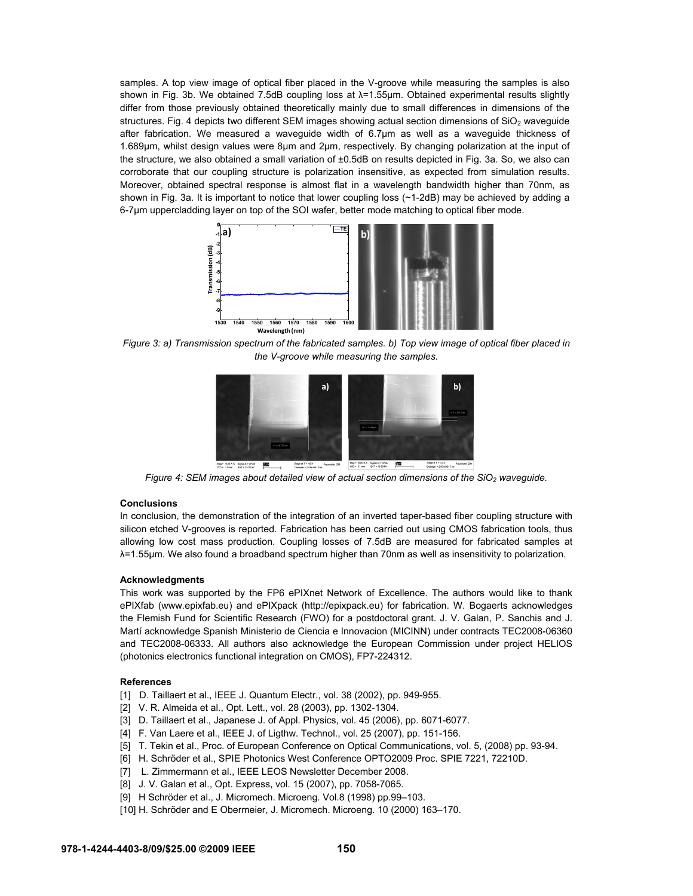samples. A top view image of optical fiber placed in the V-groove while measuring the samples is also shown in Fig. 3b. We obtained 7.5dB coupling loss at λ=1.55μm. Obtained experimental results slightly differ from those previously obtained theoretically mainly due to small differences in dimensions of the structures. Fig. 4 depicts two different SEM images showing actual section dimensions of $SiO_2$ waveguide after fabrication. We measured a waveguide width of 6.7μm as well as a waveguide thickness of 1.689μm, whilst design values were 8μm and 2μm, respectively. By changing polarization at the input of the structure, we also obtained a small variation of ±0.5dB on results depicted in Fig. 3a. So, we also can corroborate that our coupling structure is polarization insensitive, as expected from simulation results. Moreover, obtained spectral response is almost flat in a wavelength bandwidth higher than 70nm, as shown in Fig. 3a. It is important to notice that lower coupling loss (~1-2dB) may be achieved by adding a 6-7μm uppercladding layer on top of the SOI wafer, better mode matching to optical fiber mode.

a)
TE
Transmission (dB)
Wavelength (nm)
0
-1
-2
-3
-4
-5
-6
-7
-8
-9
1530 1540 1550 1560 1570 1580 1590 1600
b)

*Figure 3: a) Transmission spectrum of the fabricated samples. b) Top view image of optical fiber placed in the V-groove while measuring the samples.*

a)
b)

*Figure 4: SEM images about detailed view of actual section dimensions of the $SiO_2$ waveguide.*

**Conclusions**

In conclusion, the demonstration of the integration of an inverted taper-based fiber coupling structure with silicon etched V-grooves is reported. Fabrication has been carried out using CMOS fabrication tools, thus allowing low cost mass production. Coupling losses of 7.5dB are measured for fabricated samples at λ=1.55μm. We also found a broadband spectrum higher than 70nm as well as insensitivity to polarization.

**Acknowledgments**

This work was supported by the FP6 ePIXnet Network of Excellence. The authors would like to thank ePIXfab (www.epixfab.eu) and ePIXpack (http://epixpack.eu) for fabrication. W. Bogaerts acknowledges the Flemish Fund for Scientific Research (FWO) for a postdoctoral grant. J. V. Galan, P. Sanchis and J. Martí acknowledge Spanish Ministerio de Ciencia e Innovacion (MICINN) under contracts TEC2008-06360 and TEC2008-06333. All authors also acknowledge the European Commission under project HELIOS (photonics electronics functional integration on CMOS), FP7-224312.

**References**

[1] D. Taillaert et al., IEEE J. Quantum Electr., vol. 38 (2002), pp. 949-955.
[2] V. R. Almeida et al., Opt. Lett., vol. 28 (2003), pp. 1302-1304.
[3] D. Taillaert et al., Japanese J. of Appl. Physics, vol. 45 (2006), pp. 6071-6077.
[4] F. Van Laere et al., IEEE J. of Ligthw. Technol., vol. 25 (2007), pp. 151-156.
[5] T. Tekin et al., Proc. of European Conference on Optical Communications, vol. 5, (2008) pp. 93-94.
[6] H. Schröder et al., SPIE Photonics West Conference OPTO2009 Proc. SPIE 7221, 72210D.
[7] L. Zimmermann et al., IEEE LEOS Newsletter December 2008.
[8] J. V. Galan et al., Opt. Express, vol. 15 (2007), pp. 7058-7065.
[9] H Schröder et al., J. Micromech. Microeng. Vol.8 (1998) pp.99–103.
[10] H. Schröder and E Obermeier, J. Micromech. Microeng. 10 (2000) 163–170.